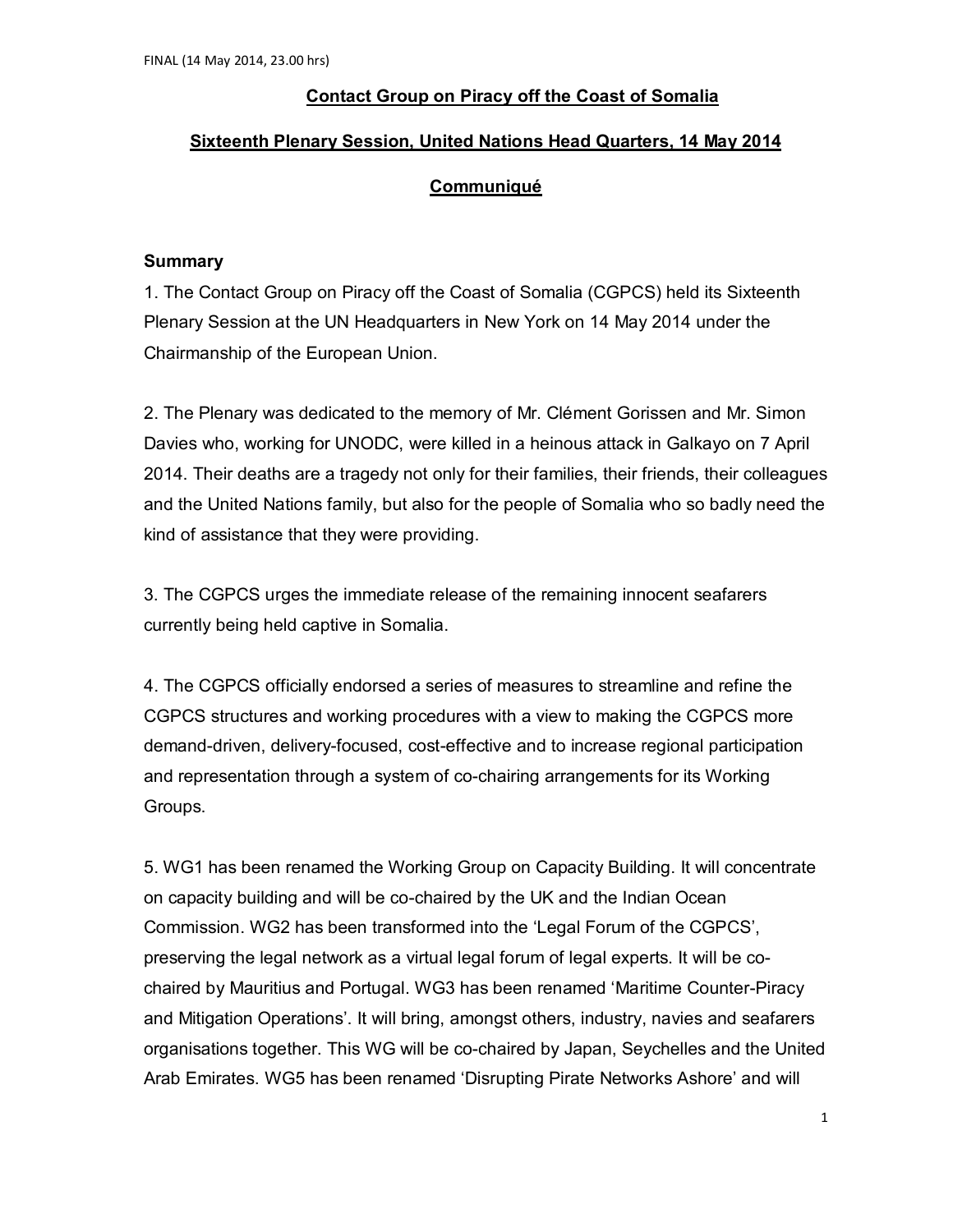FINAL (14 May 2014, 23.00 hrs)

**Contact Group on Piracy off the Coast of Somalia**

**Sixteenth Plenary Session, United Nations Head Quarters, 14 May 2014**

**Communiqué**

## Summary

1. The Contact Group on Piracy off the Coast of Somalia (CGPCS) held its Sixteenth Plenary Session at the UN Headquarters in New York on 14 May 2014 under the Chairmanship of the European Union.

2. The Plenary was dedicated to the memory of Mr. Clément Gorissen and Mr. Simon Davies who, working for UNODC, were killed in a heinous attack in Galkayo on 7 April 2014. Their deaths are a tragedy not only for their families, their friends, their colleagues and the United Nations family, but also for the people of Somalia who so badly need the kind of assistance that they were providing.

3. The CGPCS urges the immediate release of the remaining innocent seafarers currently being held captive in Somalia.

4. The CGPCS officially endorsed a series of measures to streamline and refine the CGPCS structures and working procedures with a view to making the CGPCS more demand-driven, delivery-focused, cost-effective and to increase regional participation and representation through a system of co-chairing arrangements for its Working Groups.

5. WG1 has been renamed the Working Group on Capacity Building. It will concentrate on capacity building and will be co-chaired by the UK and the Indian Ocean Commission. WG2 has been transformed into the 'Legal Forum of the CGPCS', preserving the legal network as a virtual legal forum of legal experts. It will be co-chaired by Mauritius and Portugal. WG3 has been renamed 'Maritime Counter-Piracy and Mitigation Operations'. It will bring, amongst others, industry, navies and seafarers organisations together. This WG will be co-chaired by Japan, Seychelles and the United Arab Emirates. WG5 has been renamed 'Disrupting Pirate Networks Ashore' and will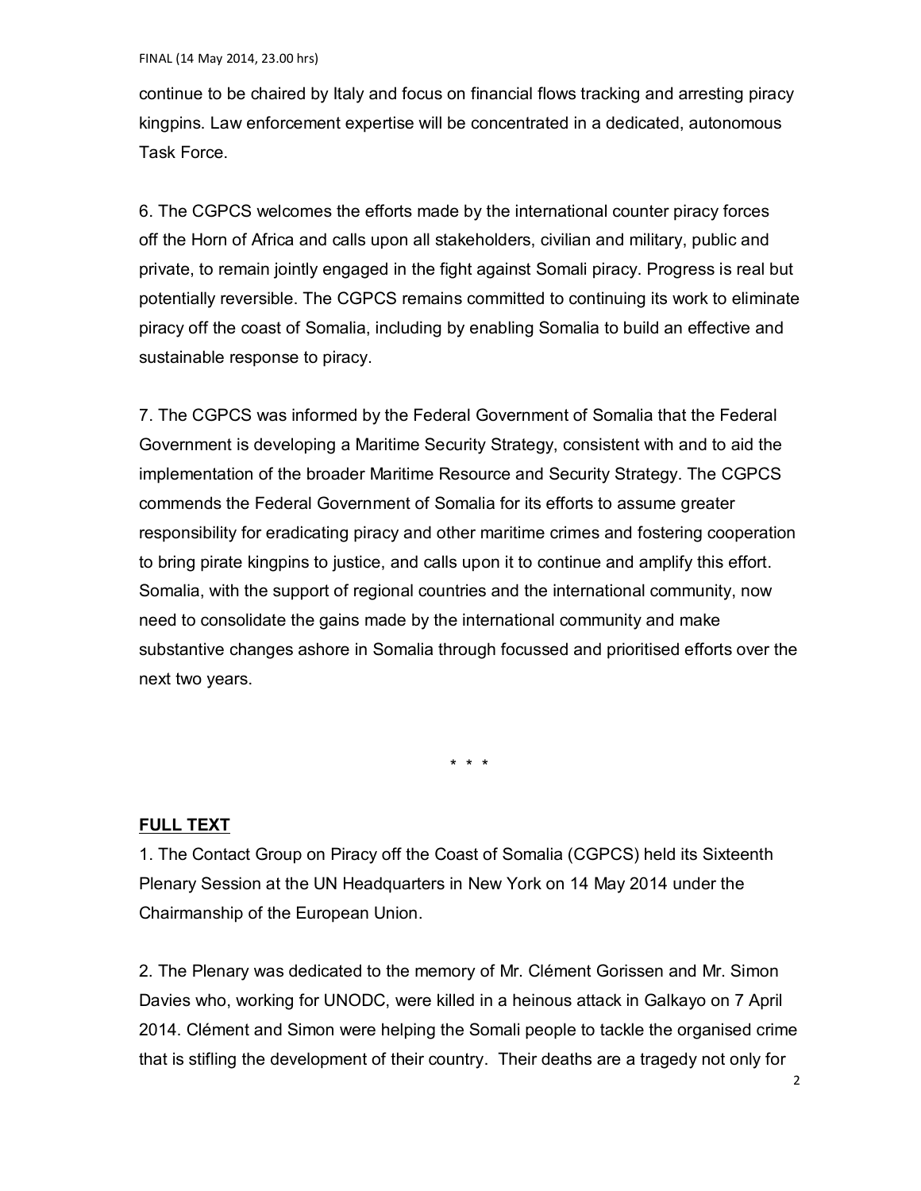continue to be chaired by Italy and focus on financial flows tracking and arresting piracy kingpins. Law enforcement expertise will be concentrated in a dedicated, autonomous Task Force.

6. The CGPCS welcomes the efforts made by the international counter piracy forces off the Horn of Africa and calls upon all stakeholders, civilian and military, public and private, to remain jointly engaged in the fight against Somali piracy. Progress is real but potentially reversible. The CGPCS remains committed to continuing its work to eliminate piracy off the coast of Somalia, including by enabling Somalia to build an effective and sustainable response to piracy.

7. The CGPCS was informed by the Federal Government of Somalia that the Federal Government is developing a Maritime Security Strategy, consistent with and to aid the implementation of the broader Maritime Resource and Security Strategy. The CGPCS commends the Federal Government of Somalia for its efforts to assume greater responsibility for eradicating piracy and other maritime crimes and fostering cooperation to bring pirate kingpins to justice, and calls upon it to continue and amplify this effort. Somalia, with the support of regional countries and the international community, now need to consolidate the gains made by the international community and make substantive changes ashore in Somalia through focussed and prioritised efforts over the next two years.

\* \* \*

**FULL TEXT**

1. The Contact Group on Piracy off the Coast of Somalia (CGPCS) held its Sixteenth Plenary Session at the UN Headquarters in New York on 14 May 2014 under the Chairmanship of the European Union.

2. The Plenary was dedicated to the memory of Mr. Clément Gorissen and Mr. Simon Davies who, working for UNODC, were killed in a heinous attack in Galkayo on 7 April 2014. Clément and Simon were helping the Somali people to tackle the organised crime that is stifling the development of their country. Their deaths are a tragedy not only for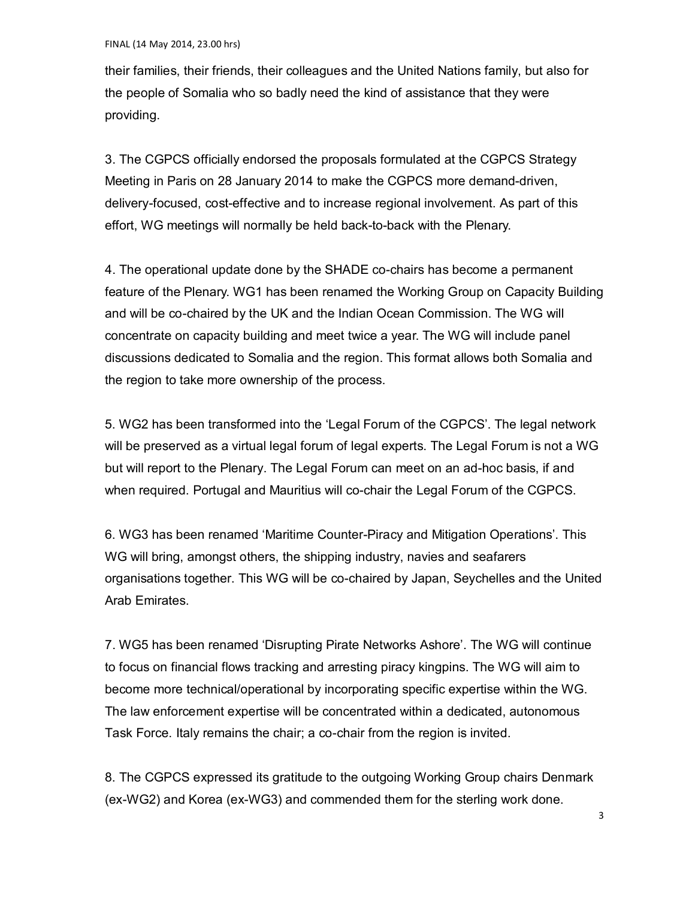their families, their friends, their colleagues and the United Nations family, but also for the people of Somalia who so badly need the kind of assistance that they were providing.

3. The CGPCS officially endorsed the proposals formulated at the CGPCS Strategy Meeting in Paris on 28 January 2014 to make the CGPCS more demand-driven, delivery-focused, cost-effective and to increase regional involvement. As part of this effort, WG meetings will normally be held back-to-back with the Plenary.

4. The operational update done by the SHADE co-chairs has become a permanent feature of the Plenary. WG1 has been renamed the Working Group on Capacity Building and will be co-chaired by the UK and the Indian Ocean Commission. The WG will concentrate on capacity building and meet twice a year. The WG will include panel discussions dedicated to Somalia and the region. This format allows both Somalia and the region to take more ownership of the process.

5. WG2 has been transformed into the 'Legal Forum of the CGPCS'. The legal network will be preserved as a virtual legal forum of legal experts. The Legal Forum is not a WG but will report to the Plenary. The Legal Forum can meet on an ad-hoc basis, if and when required. Portugal and Mauritius will co-chair the Legal Forum of the CGPCS.

6. WG3 has been renamed 'Maritime Counter-Piracy and Mitigation Operations'. This WG will bring, amongst others, the shipping industry, navies and seafarers organisations together. This WG will be co-chaired by Japan, Seychelles and the United Arab Emirates.

7. WG5 has been renamed 'Disrupting Pirate Networks Ashore'. The WG will continue to focus on financial flows tracking and arresting piracy kingpins. The WG will aim to become more technical/operational by incorporating specific expertise within the WG. The law enforcement expertise will be concentrated within a dedicated, autonomous Task Force. Italy remains the chair; a co-chair from the region is invited.

8. The CGPCS expressed its gratitude to the outgoing Working Group chairs Denmark (ex-WG2) and Korea (ex-WG3) and commended them for the sterling work done.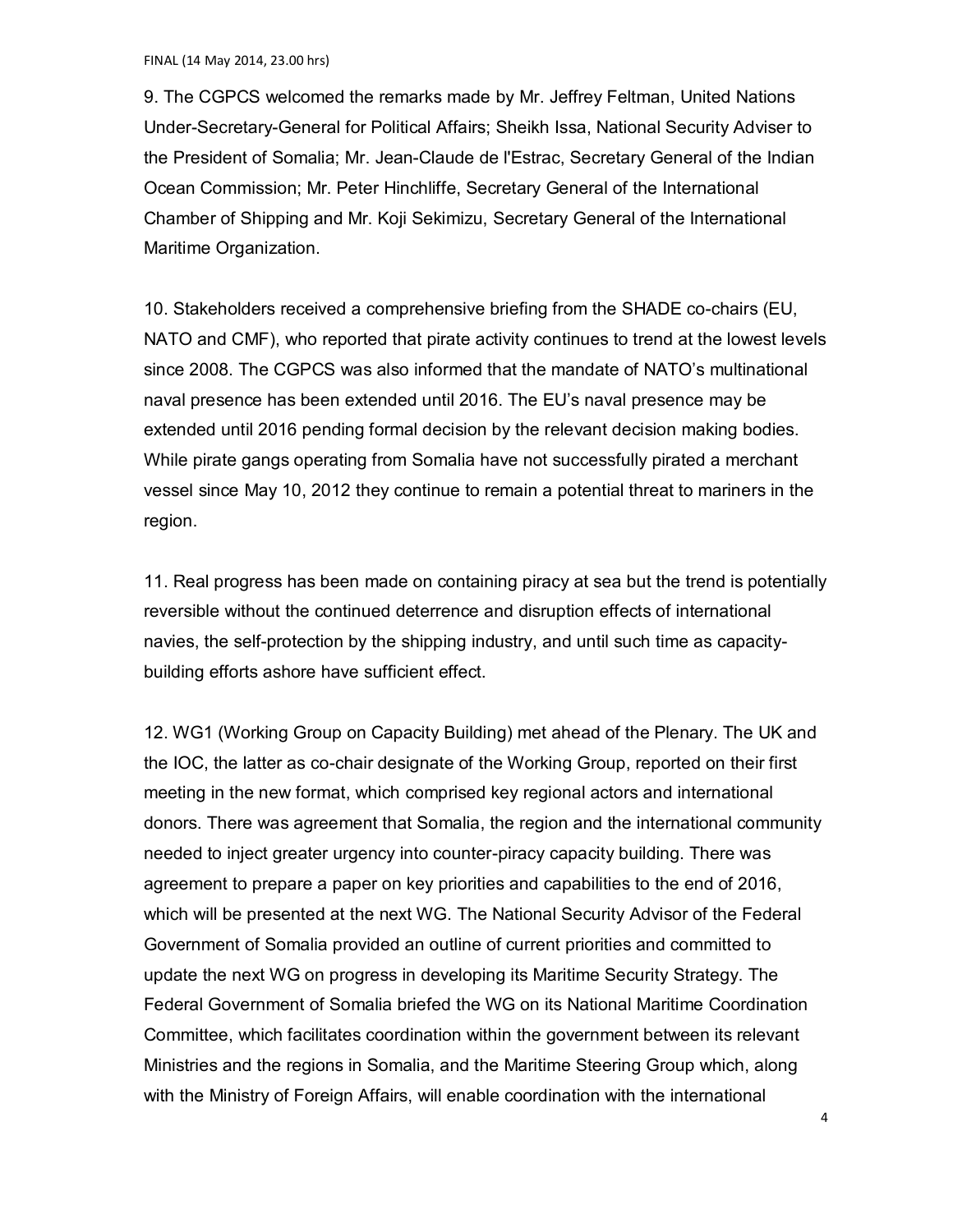9. The CGPCS welcomed the remarks made by Mr. Jeffrey Feltman, United Nations Under-Secretary-General for Political Affairs; Sheikh Issa, National Security Adviser to the President of Somalia; Mr. Jean-Claude de l'Estrac, Secretary General of the Indian Ocean Commission; Mr. Peter Hinchliffe, Secretary General of the International Chamber of Shipping and Mr. Koji Sekimizu, Secretary General of the International Maritime Organization.

10. Stakeholders received a comprehensive briefing from the SHADE co-chairs (EU, NATO and CMF), who reported that pirate activity continues to trend at the lowest levels since 2008. The CGPCS was also informed that the mandate of NATO's multinational naval presence has been extended until 2016. The EU's naval presence may be extended until 2016 pending formal decision by the relevant decision making bodies. While pirate gangs operating from Somalia have not successfully pirated a merchant vessel since May 10, 2012 they continue to remain a potential threat to mariners in the region.

11. Real progress has been made on containing piracy at sea but the trend is potentially reversible without the continued deterrence and disruption effects of international navies, the self-protection by the shipping industry, and until such time as capacity-building efforts ashore have sufficient effect.

12. WG1 (Working Group on Capacity Building) met ahead of the Plenary. The UK and the IOC, the latter as co-chair designate of the Working Group, reported on their first meeting in the new format, which comprised key regional actors and international donors. There was agreement that Somalia, the region and the international community needed to inject greater urgency into counter-piracy capacity building. There was agreement to prepare a paper on key priorities and capabilities to the end of 2016, which will be presented at the next WG. The National Security Advisor of the Federal Government of Somalia provided an outline of current priorities and committed to update the next WG on progress in developing its Maritime Security Strategy. The Federal Government of Somalia briefed the WG on its National Maritime Coordination Committee, which facilitates coordination within the government between its relevant Ministries and the regions in Somalia, and the Maritime Steering Group which, along with the Ministry of Foreign Affairs, will enable coordination with the international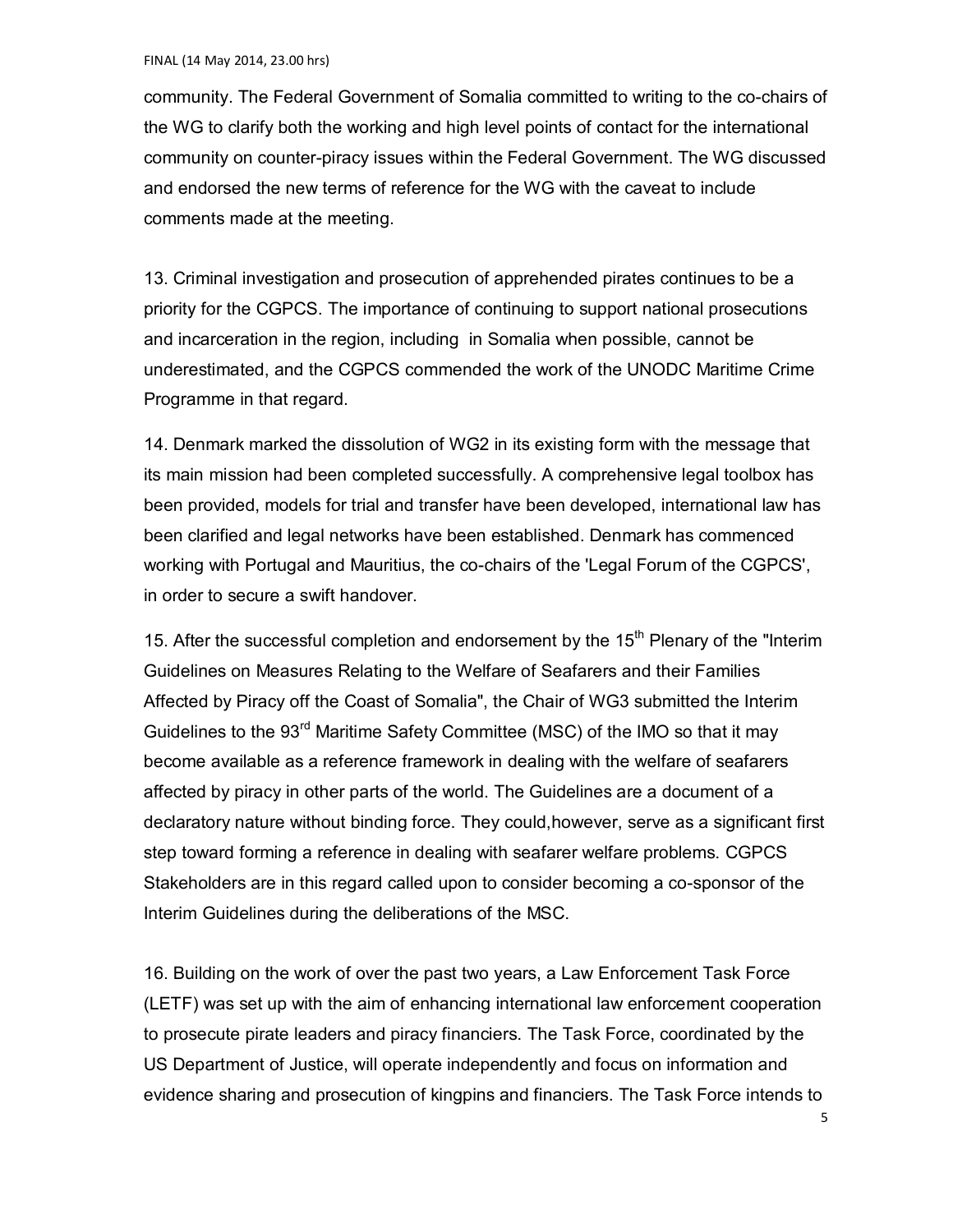community. The Federal Government of Somalia committed to writing to the co-chairs of the WG to clarify both the working and high level points of contact for the international community on counter-piracy issues within the Federal Government. The WG discussed and endorsed the new terms of reference for the WG with the caveat to include comments made at the meeting.

13. Criminal investigation and prosecution of apprehended pirates continues to be a priority for the CGPCS. The importance of continuing to support national prosecutions and incarceration in the region, including in Somalia when possible, cannot be underestimated, and the CGPCS commended the work of the UNODC Maritime Crime Programme in that regard.

14. Denmark marked the dissolution of WG2 in its existing form with the message that its main mission had been completed successfully. A comprehensive legal toolbox has been provided, models for trial and transfer have been developed, international law has been clarified and legal networks have been established. Denmark has commenced working with Portugal and Mauritius, the co-chairs of the 'Legal Forum of the CGPCS', in order to secure a swift handover.

15. After the successful completion and endorsement by the 15th Plenary of the "Interim Guidelines on Measures Relating to the Welfare of Seafarers and their Families Affected by Piracy off the Coast of Somalia", the Chair of WG3 submitted the Interim Guidelines to the 93rd Maritime Safety Committee (MSC) of the IMO so that it may become available as a reference framework in dealing with the welfare of seafarers affected by piracy in other parts of the world. The Guidelines are a document of a declaratory nature without binding force. They could,however, serve as a significant first step toward forming a reference in dealing with seafarer welfare problems. CGPCS Stakeholders are in this regard called upon to consider becoming a co-sponsor of the Interim Guidelines during the deliberations of the MSC.

16. Building on the work of over the past two years, a Law Enforcement Task Force (LETF) was set up with the aim of enhancing international law enforcement cooperation to prosecute pirate leaders and piracy financiers. The Task Force, coordinated by the US Department of Justice, will operate independently and focus on information and evidence sharing and prosecution of kingpins and financiers. The Task Force intends to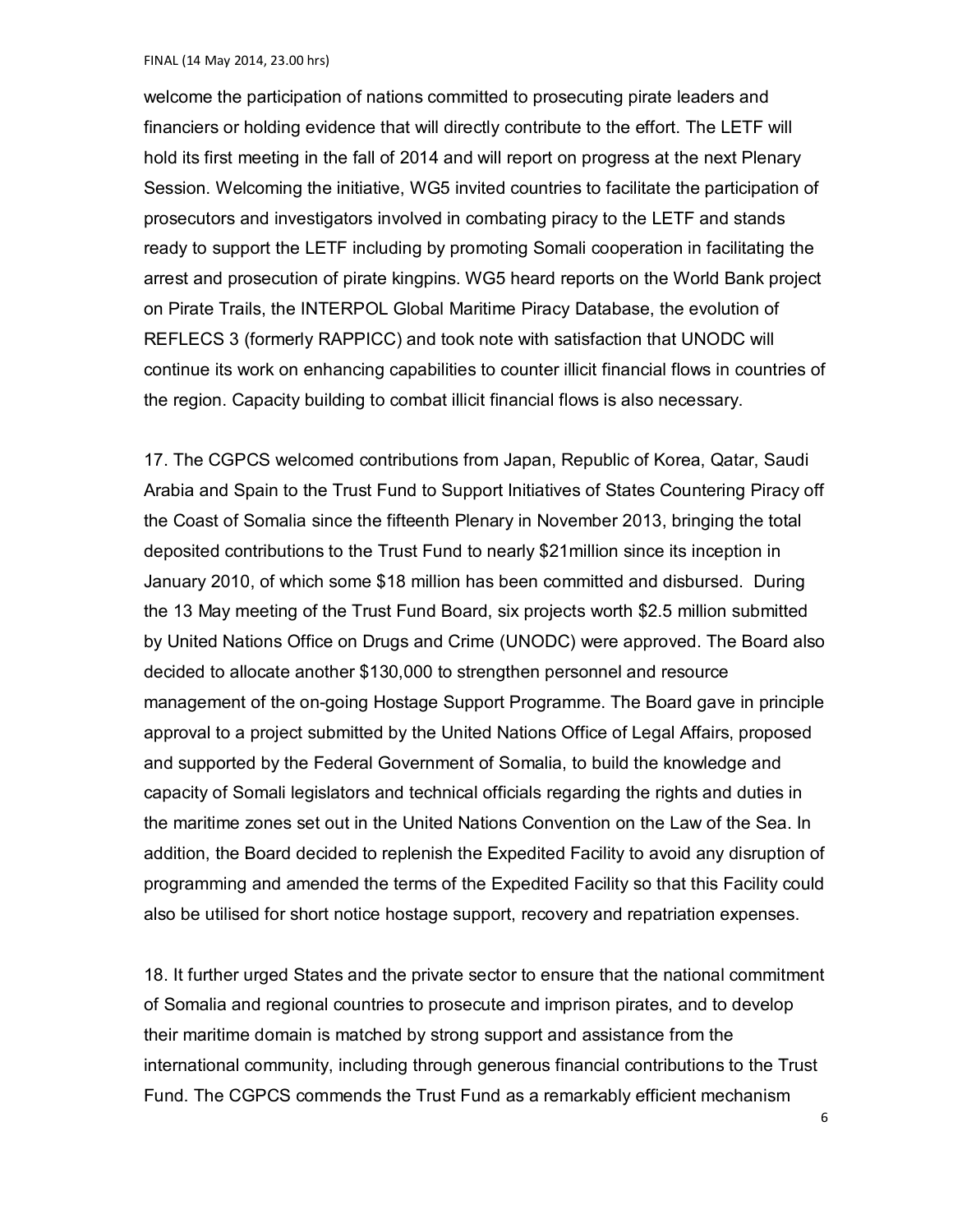welcome the participation of nations committed to prosecuting pirate leaders and financiers or holding evidence that will directly contribute to the effort. The LETF will hold its first meeting in the fall of 2014 and will report on progress at the next Plenary Session. Welcoming the initiative, WG5 invited countries to facilitate the participation of prosecutors and investigators involved in combating piracy to the LETF and stands ready to support the LETF including by promoting Somali cooperation in facilitating the arrest and prosecution of pirate kingpins. WG5 heard reports on the World Bank project on Pirate Trails, the INTERPOL Global Maritime Piracy Database, the evolution of REFLECS 3 (formerly RAPPICC) and took note with satisfaction that UNODC will continue its work on enhancing capabilities to counter illicit financial flows in countries of the region. Capacity building to combat illicit financial flows is also necessary.

17. The CGPCS welcomed contributions from Japan, Republic of Korea, Qatar, Saudi Arabia and Spain to the Trust Fund to Support Initiatives of States Countering Piracy off the Coast of Somalia since the fifteenth Plenary in November 2013, bringing the total deposited contributions to the Trust Fund to nearly $21million since its inception in January 2010, of which some $18 million has been committed and disbursed. During the 13 May meeting of the Trust Fund Board, six projects worth $2.5 million submitted by United Nations Office on Drugs and Crime (UNODC) were approved. The Board also decided to allocate another $130,000 to strengthen personnel and resource management of the on-going Hostage Support Programme. The Board gave in principle approval to a project submitted by the United Nations Office of Legal Affairs, proposed and supported by the Federal Government of Somalia, to build the knowledge and capacity of Somali legislators and technical officials regarding the rights and duties in the maritime zones set out in the United Nations Convention on the Law of the Sea. In addition, the Board decided to replenish the Expedited Facility to avoid any disruption of programming and amended the terms of the Expedited Facility so that this Facility could also be utilised for short notice hostage support, recovery and repatriation expenses.

18. It further urged States and the private sector to ensure that the national commitment of Somalia and regional countries to prosecute and imprison pirates, and to develop their maritime domain is matched by strong support and assistance from the international community, including through generous financial contributions to the Trust Fund. The CGPCS commends the Trust Fund as a remarkably efficient mechanism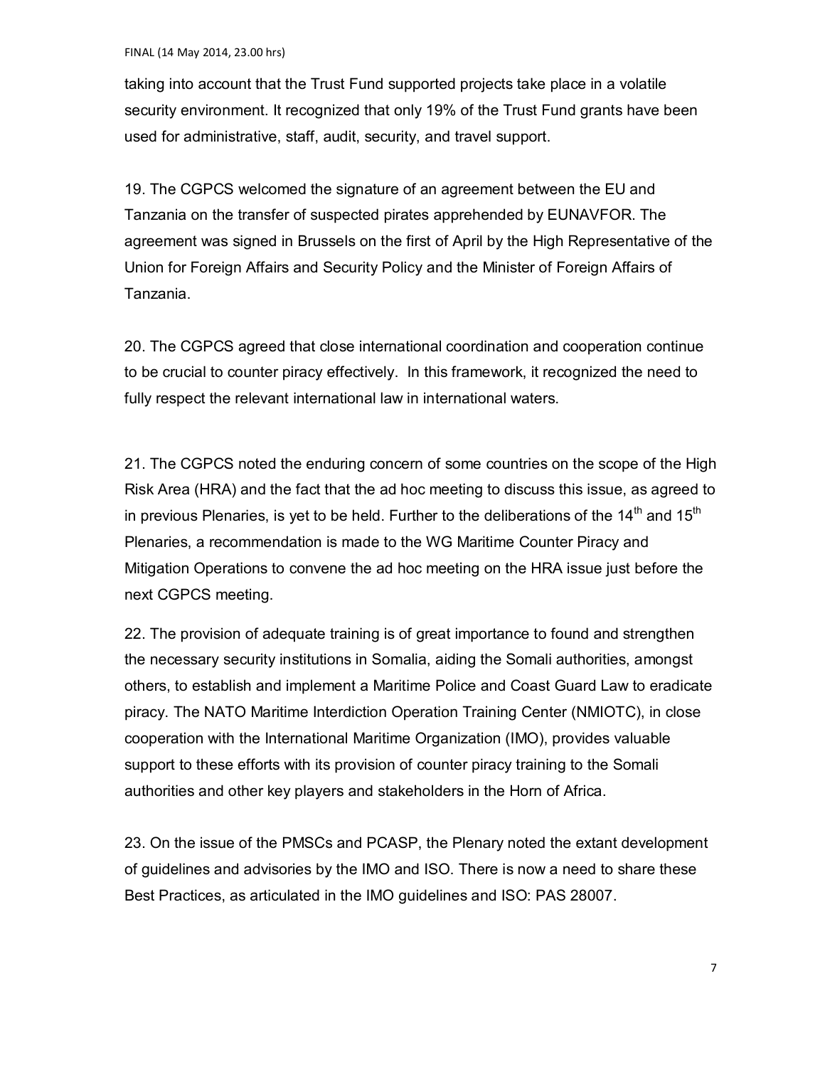taking into account that the Trust Fund supported projects take place in a volatile security environment. It recognized that only 19% of the Trust Fund grants have been used for administrative, staff, audit, security, and travel support.

19. The CGPCS welcomed the signature of an agreement between the EU and Tanzania on the transfer of suspected pirates apprehended by EUNAVFOR. The agreement was signed in Brussels on the first of April by the High Representative of the Union for Foreign Affairs and Security Policy and the Minister of Foreign Affairs of Tanzania.

20. The CGPCS agreed that close international coordination and cooperation continue to be crucial to counter piracy effectively. In this framework, it recognized the need to fully respect the relevant international law in international waters.

21. The CGPCS noted the enduring concern of some countries on the scope of the High Risk Area (HRA) and the fact that the ad hoc meeting to discuss this issue, as agreed to in previous Plenaries, is yet to be held. Further to the deliberations of the 14th and 15th Plenaries, a recommendation is made to the WG Maritime Counter Piracy and Mitigation Operations to convene the ad hoc meeting on the HRA issue just before the next CGPCS meeting.

22. The provision of adequate training is of great importance to found and strengthen the necessary security institutions in Somalia, aiding the Somali authorities, amongst others, to establish and implement a Maritime Police and Coast Guard Law to eradicate piracy. The NATO Maritime Interdiction Operation Training Center (NMIOTC), in close cooperation with the International Maritime Organization (IMO), provides valuable support to these efforts with its provision of counter piracy training to the Somali authorities and other key players and stakeholders in the Horn of Africa.

23. On the issue of the PMSCs and PCASP, the Plenary noted the extant development of guidelines and advisories by the IMO and ISO. There is now a need to share these Best Practices, as articulated in the IMO guidelines and ISO: PAS 28007.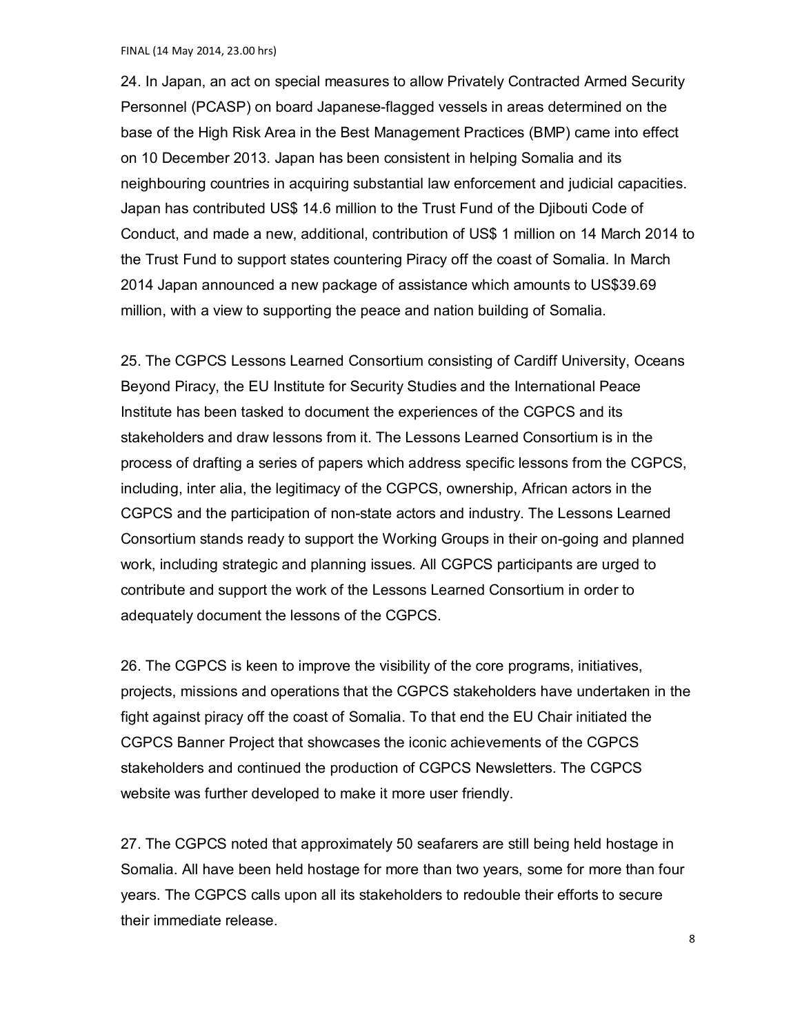24. In Japan, an act on special measures to allow Privately Contracted Armed Security Personnel (PCASP) on board Japanese-flagged vessels in areas determined on the base of the High Risk Area in the Best Management Practices (BMP) came into effect on 10 December 2013. Japan has been consistent in helping Somalia and its neighbouring countries in acquiring substantial law enforcement and judicial capacities. Japan has contributed US$ 14.6 million to the Trust Fund of the Djibouti Code of Conduct, and made a new, additional, contribution of US$ 1 million on 14 March 2014 to the Trust Fund to support states countering Piracy off the coast of Somalia. In March 2014 Japan announced a new package of assistance which amounts to US$39.69 million, with a view to supporting the peace and nation building of Somalia.

25. The CGPCS Lessons Learned Consortium consisting of Cardiff University, Oceans Beyond Piracy, the EU Institute for Security Studies and the International Peace Institute has been tasked to document the experiences of the CGPCS and its stakeholders and draw lessons from it. The Lessons Learned Consortium is in the process of drafting a series of papers which address specific lessons from the CGPCS, including, inter alia, the legitimacy of the CGPCS, ownership, African actors in the CGPCS and the participation of non-state actors and industry. The Lessons Learned Consortium stands ready to support the Working Groups in their on-going and planned work, including strategic and planning issues. All CGPCS participants are urged to contribute and support the work of the Lessons Learned Consortium in order to adequately document the lessons of the CGPCS.

26. The CGPCS is keen to improve the visibility of the core programs, initiatives, projects, missions and operations that the CGPCS stakeholders have undertaken in the fight against piracy off the coast of Somalia. To that end the EU Chair initiated the CGPCS Banner Project that showcases the iconic achievements of the CGPCS stakeholders and continued the production of CGPCS Newsletters. The CGPCS website was further developed to make it more user friendly.

27. The CGPCS noted that approximately 50 seafarers are still being held hostage in Somalia. All have been held hostage for more than two years, some for more than four years. The CGPCS calls upon all its stakeholders to redouble their efforts to secure their immediate release.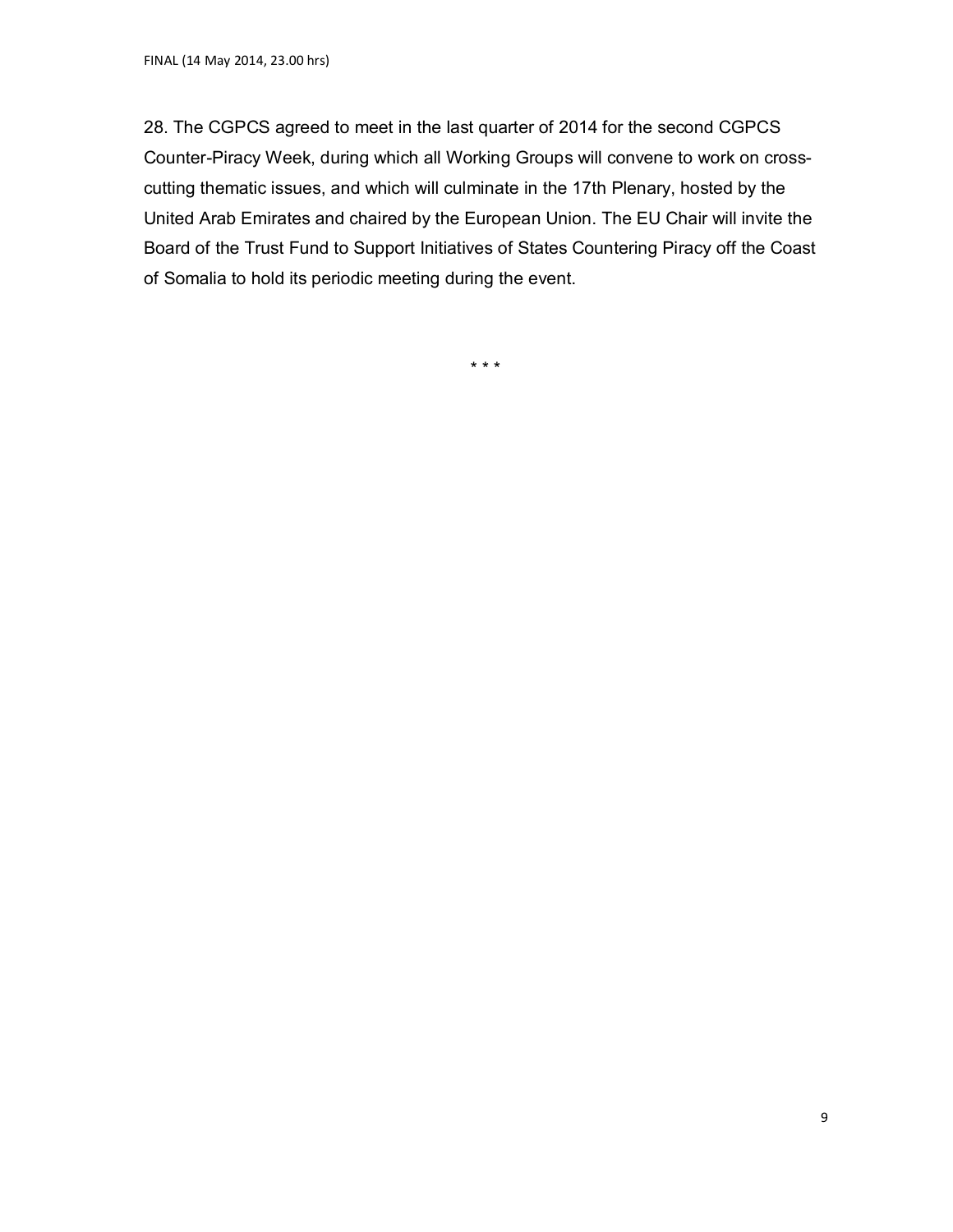28. The CGPCS agreed to meet in the last quarter of 2014 for the second CGPCS Counter-Piracy Week, during which all Working Groups will convene to work on cross-cutting thematic issues, and which will culminate in the 17th Plenary, hosted by the United Arab Emirates and chaired by the European Union. The EU Chair will invite the Board of the Trust Fund to Support Initiatives of States Countering Piracy off the Coast of Somalia to hold its periodic meeting during the event.

\* \* \*